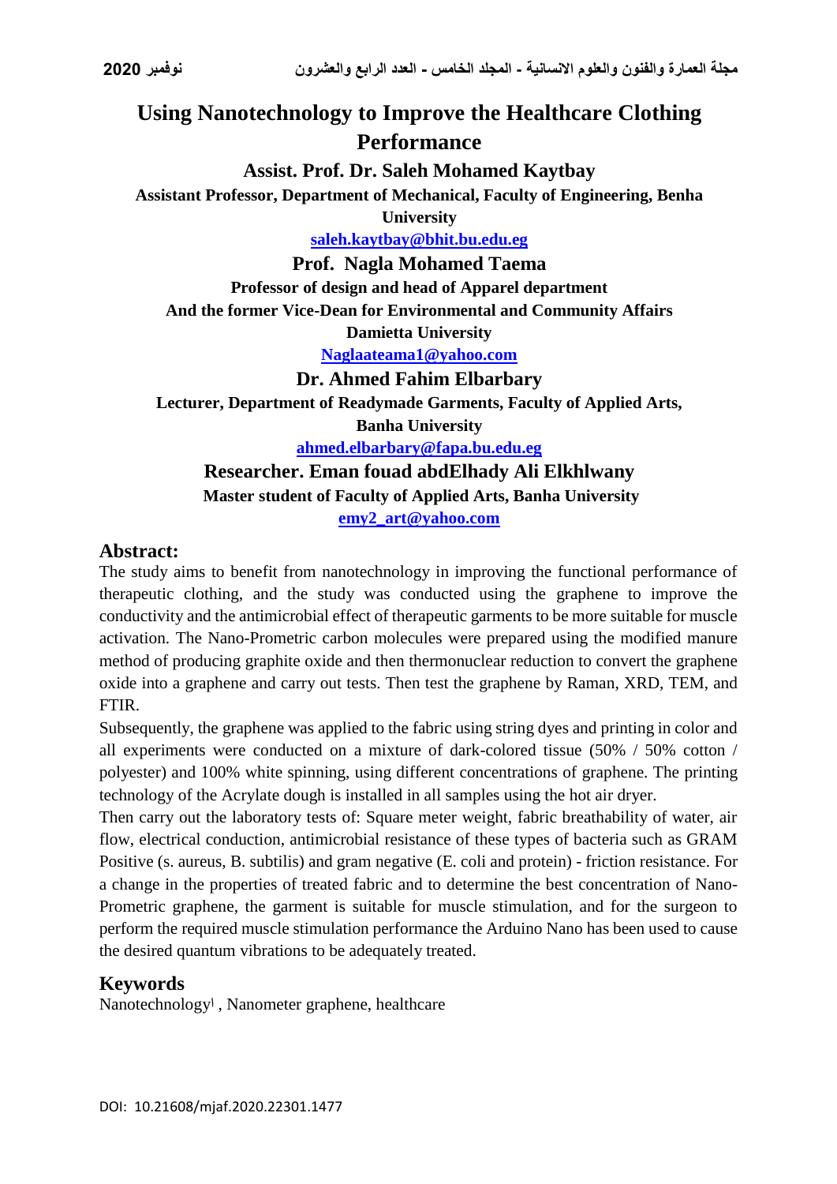# Using Nanotechnology to Improve the Healthcare Clothing Performance

**Assist. Prof. Dr. Saleh Mohamed Kaytbay**

**Assistant Professor, Department of Mechanical, Faculty of Engineering, Benha University**

saleh.kaytbay@bhit.bu.edu.eg

**Prof. Nagla Mohamed Taema**

**Professor of design and head of Apparel department**

**And the former Vice-Dean for Environmental and Community Affairs**

**Damietta University**

Naglaateama1@yahoo.com

**Dr. Ahmed Fahim Elbarbary**

**Lecturer, Department of Readymade Garments, Faculty of Applied Arts, Banha University**

ahmed.elbarbary@fapa.bu.edu.eg

**Researcher. Eman fouad abdElhady Ali Elkhlwany**

**Master student of Faculty of Applied Arts, Banha University**

emy2_art@yahoo.com

## Abstract:

The study aims to benefit from nanotechnology in improving the functional performance of therapeutic clothing, and the study was conducted using the graphene to improve the conductivity and the antimicrobial effect of therapeutic garments to be more suitable for muscle activation. The Nano-Prometric carbon molecules were prepared using the modified manure method of producing graphite oxide and then thermonuclear reduction to convert the graphene oxide into a graphene and carry out tests. Then test the graphene by Raman, XRD, TEM, and FTIR.

Subsequently, the graphene was applied to the fabric using string dyes and printing in color and all experiments were conducted on a mixture of dark-colored tissue (50% / 50% cotton / polyester) and 100% white spinning, using different concentrations of graphene. The printing technology of the Acrylate dough is installed in all samples using the hot air dryer.

Then carry out the laboratory tests of: Square meter weight, fabric breathability of water, air flow, electrical conduction, antimicrobial resistance of these types of bacteria such as GRAM Positive (s. aureus, B. subtilis) and gram negative (E. coli and protein) - friction resistance. For a change in the properties of treated fabric and to determine the best concentration of Nano-Prometric graphene, the garment is suitable for muscle stimulation, and for the surgeon to perform the required muscle stimulation performance the Arduino Nano has been used to cause the desired quantum vibrations to be adequately treated.

## Keywords

Nanotechnology, Nanometer graphene, healthcare

DOI: 10.21608/mjaf.2020.22301.1477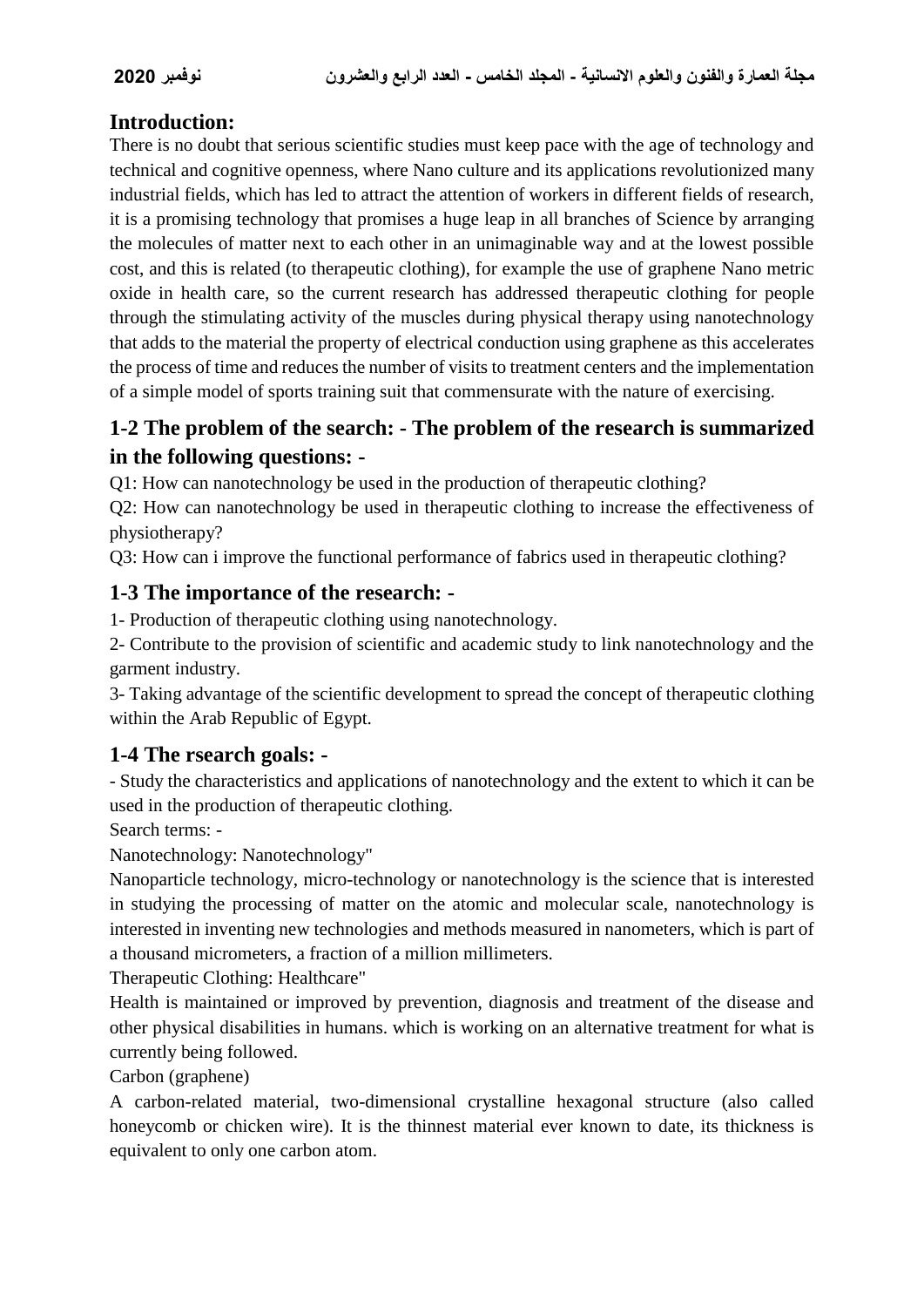## Introduction:

There is no doubt that serious scientific studies must keep pace with the age of technology and technical and cognitive openness, where Nano culture and its applications revolutionized many industrial fields, which has led to attract the attention of workers in different fields of research, it is a promising technology that promises a huge leap in all branches of Science by arranging the molecules of matter next to each other in an unimaginable way and at the lowest possible cost, and this is related (to therapeutic clothing), for example the use of graphene Nano metric oxide in health care, so the current research has addressed therapeutic clothing for people through the stimulating activity of the muscles during physical therapy using nanotechnology that adds to the material the property of electrical conduction using graphene as this accelerates the process of time and reduces the number of visits to treatment centers and the implementation of a simple model of sports training suit that commensurate with the nature of exercising.

## 1-2 The problem of the search: - The problem of the research is summarized in the following questions: -

Q1: How can nanotechnology be used in the production of therapeutic clothing?

Q2: How can nanotechnology be used in therapeutic clothing to increase the effectiveness of physiotherapy?

Q3: How can i improve the functional performance of fabrics used in therapeutic clothing?

## 1-3 The importance of the research: -

1- Production of therapeutic clothing using nanotechnology.

2- Contribute to the provision of scientific and academic study to link nanotechnology and the garment industry.

3- Taking advantage of the scientific development to spread the concept of therapeutic clothing within the Arab Republic of Egypt.

## 1-4 The rsearch goals: -

- Study the characteristics and applications of nanotechnology and the extent to which it can be used in the production of therapeutic clothing.

Search terms: -

Nanotechnology: Nanotechnology"

Nanoparticle technology, micro-technology or nanotechnology is the science that is interested in studying the processing of matter on the atomic and molecular scale, nanotechnology is interested in inventing new technologies and methods measured in nanometers, which is part of a thousand micrometers, a fraction of a million millimeters.

Therapeutic Clothing: Healthcare"

Health is maintained or improved by prevention, diagnosis and treatment of the disease and other physical disabilities in humans. which is working on an alternative treatment for what is currently being followed.

Carbon (graphene)

A carbon-related material, two-dimensional crystalline hexagonal structure (also called honeycomb or chicken wire). It is the thinnest material ever known to date, its thickness is equivalent to only one carbon atom.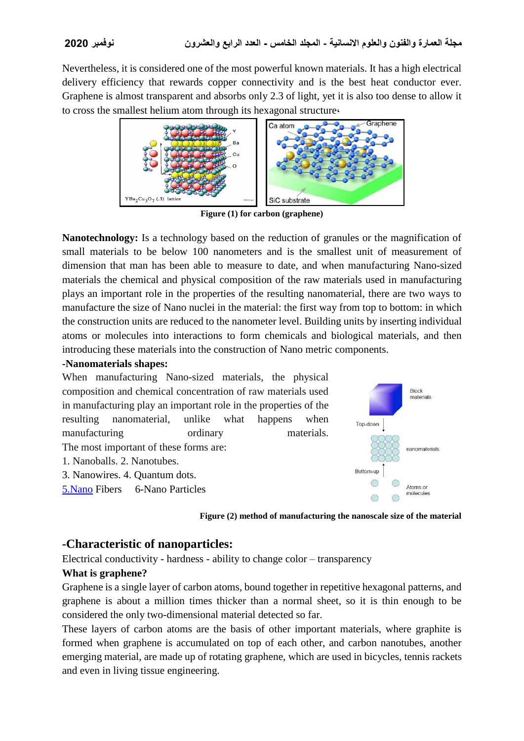Nevertheless, it is considered one of the most powerful known materials. It has a high electrical delivery efficiency that rewards copper connectivity and is the best heat conductor ever. Graphene is almost transparent and absorbs only 2.3 of light, yet it is also too dense to allow it to cross the smallest helium atom through its hexagonal structure،

**Figure (1) for carbon (graphene)**

**Nanotechnology:** Is a technology based on the reduction of granules or the magnification of small materials to be below 100 nanometers and is the smallest unit of measurement of dimension that man has been able to measure to date, and when manufacturing Nano-sized materials the chemical and physical composition of the raw materials used in manufacturing plays an important role in the properties of the resulting nanomaterial, there are two ways to manufacture the size of Nano nuclei in the material: the first way from top to bottom: in which the construction units are reduced to the nanometer level. Building units by inserting individual atoms or molecules into interactions to form chemicals and biological materials, and then introducing these materials into the construction of Nano metric components.

**-Nanomaterials shapes:**

When manufacturing Nano-sized materials, the physical composition and chemical concentration of raw materials used in manufacturing play an important role in the properties of the resulting nanomaterial, unlike what happens when manufacturing ordinary materials.

The most important of these forms are:

1. Nanoballs. 2. Nanotubes.
3. Nanowires. 4. Quantum dots.
5.Nano Fibers 6-Nano Particles

**Figure (2) method of manufacturing the nanoscale size of the material**

## -Characteristic of nanoparticles:

Electrical conductivity - hardness - ability to change color – transparency

**What is graphene?**

Graphene is a single layer of carbon atoms, bound together in repetitive hexagonal patterns, and graphene is about a million times thicker than a normal sheet, so it is thin enough to be considered the only two-dimensional material detected so far.

These layers of carbon atoms are the basis of other important materials, where graphite is formed when graphene is accumulated on top of each other, and carbon nanotubes, another emerging material, are made up of rotating graphene, which are used in bicycles, tennis rackets and even in living tissue engineering.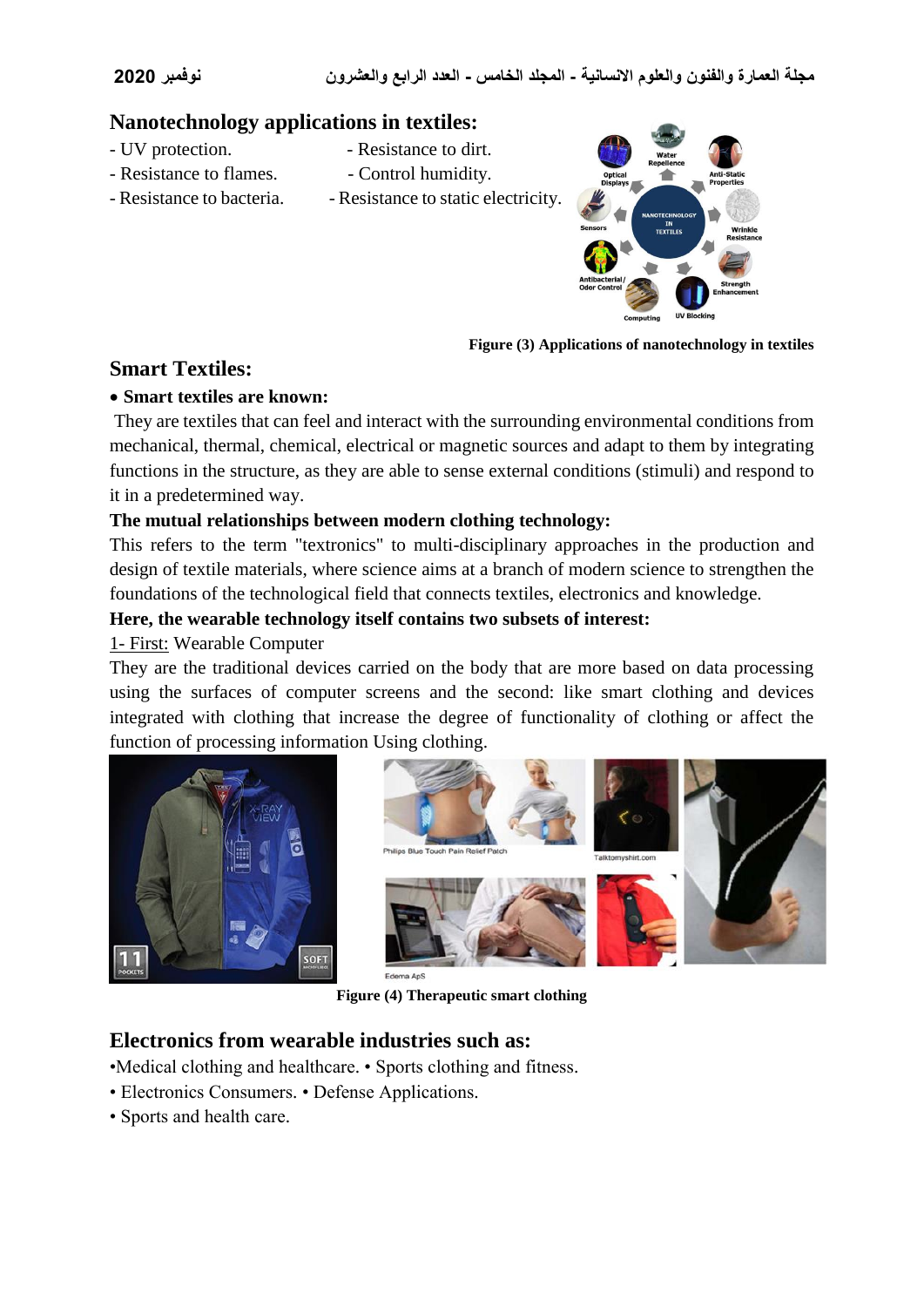## Nanotechnology applications in textiles:

- UV protection.
- Resistance to flames.
- Resistance to bacteria.
- Resistance to dirt.
- Control humidity.
- Resistance to static electricity.

Figure (3) Applications of nanotechnology in textiles

## Smart Textiles:

- **Smart textiles are known:**

They are textiles that can feel and interact with the surrounding environmental conditions from mechanical, thermal, chemical, electrical or magnetic sources and adapt to them by integrating functions in the structure, as they are able to sense external conditions (stimuli) and respond to it in a predetermined way.

**The mutual relationships between modern clothing technology:**

This refers to the term "textronics" to multi-disciplinary approaches in the production and design of textile materials, where science aims at a branch of modern science to strengthen the foundations of the technological field that connects textiles, electronics and knowledge.

**Here, the wearable technology itself contains two subsets of interest:**

1- First: Wearable Computer

They are the traditional devices carried on the body that are more based on data processing using the surfaces of computer screens and the second: like smart clothing and devices integrated with clothing that increase the degree of functionality of clothing or affect the function of processing information Using clothing.

Figure (4) Therapeutic smart clothing

## Electronics from wearable industries such as:

- Medical clothing and healthcare. • Sports clothing and fitness.
- Electronics Consumers. • Defense Applications.
- Sports and health care.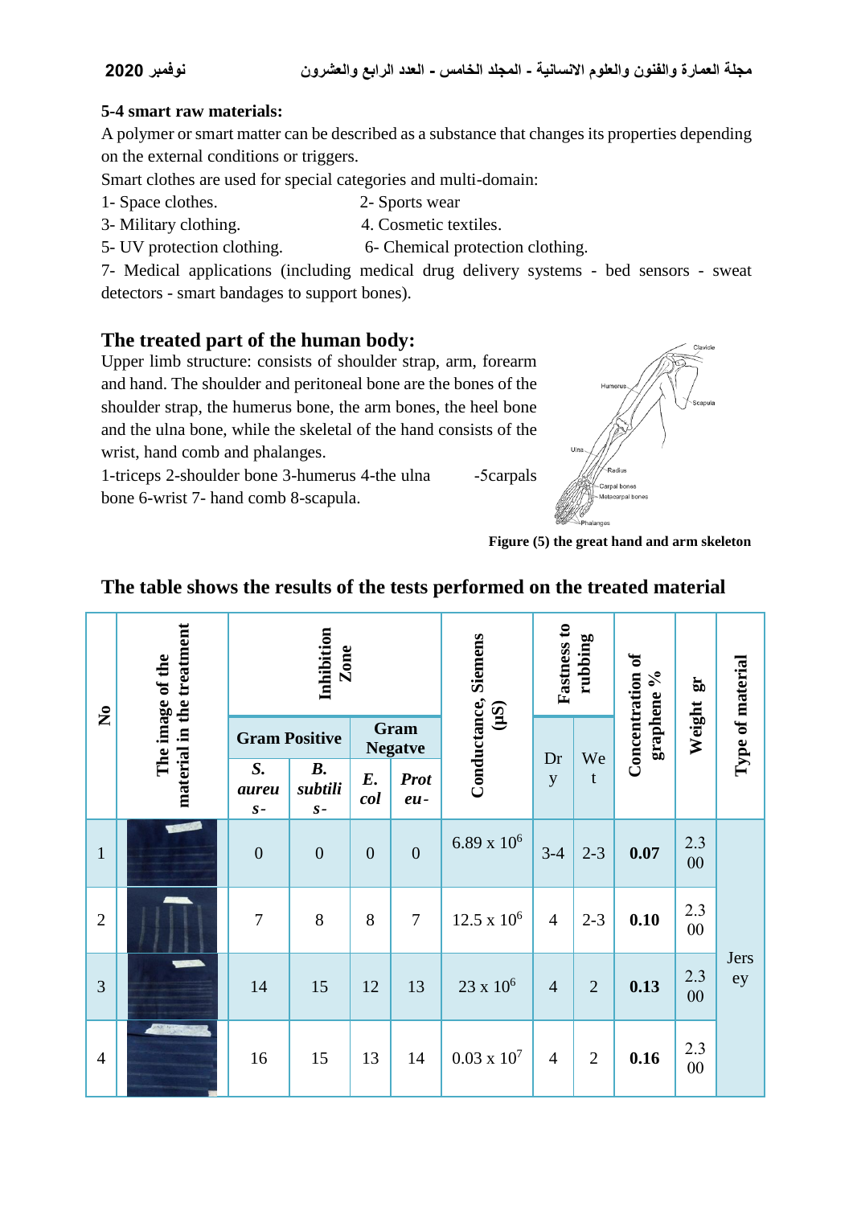**5-4 smart raw materials:**

A polymer or smart matter can be described as a substance that changes its properties depending on the external conditions or triggers.

Smart clothes are used for special categories and multi-domain:

1- Space clothes. 2- Sports wear
3- Military clothing. 4. Cosmetic textiles.
5- UV protection clothing. 6- Chemical protection clothing.
7- Medical applications (including medical drug delivery systems - bed sensors - sweat detectors - smart bandages to support bones).

## The treated part of the human body:

Upper limb structure: consists of shoulder strap, arm, forearm and hand. The shoulder and peritoneal bone are the bones of the shoulder strap, the humerus bone, the arm bones, the heel bone and the ulna bone, while the skeletal of the hand consists of the wrist, hand comb and phalanges.

1-triceps 2-shoulder bone 3-humerus 4-the ulna -5carpals bone 6-wrist 7- hand comb 8-scapula.

**Figure (5) the great hand and arm skeleton**

## The table shows the results of the tests performed on the treated material

| No | The image of the material in the treatment | Inhibition Zone | | | | Conductance, Siemens (μS) | Fastness to rubbing | | Concentration of graphene % | Weight gr | Type of material |
|---|---|---|---|---|---|---|---|---|---|---|---|
| | | Gram Positive | | Gram Negatve | | | Dry | Wet | | | |
| | | *S. aureus-* | *B. subtilis-* | *E. col* | *Proteu-* | | | | | | |
| 1 | | 0 | 0 | 0 | 0 | $6.89 \times 10^6$ | 3-4 | 2-3 | **0.07** | 2.300 | Jersey |
| 2 | | 7 | 8 | 8 | 7 | $12.5 \times 10^6$ | 4 | 2-3 | **0.10** | 2.300 | |
| 3 | | 14 | 15 | 12 | 13 | $23 \times 10^6$ | 4 | 2 | **0.13** | 2.300 | |
| 4 | | 16 | 15 | 13 | 14 | $0.03 \times 10^7$ | 4 | 2 | **0.16** | 2.300 | |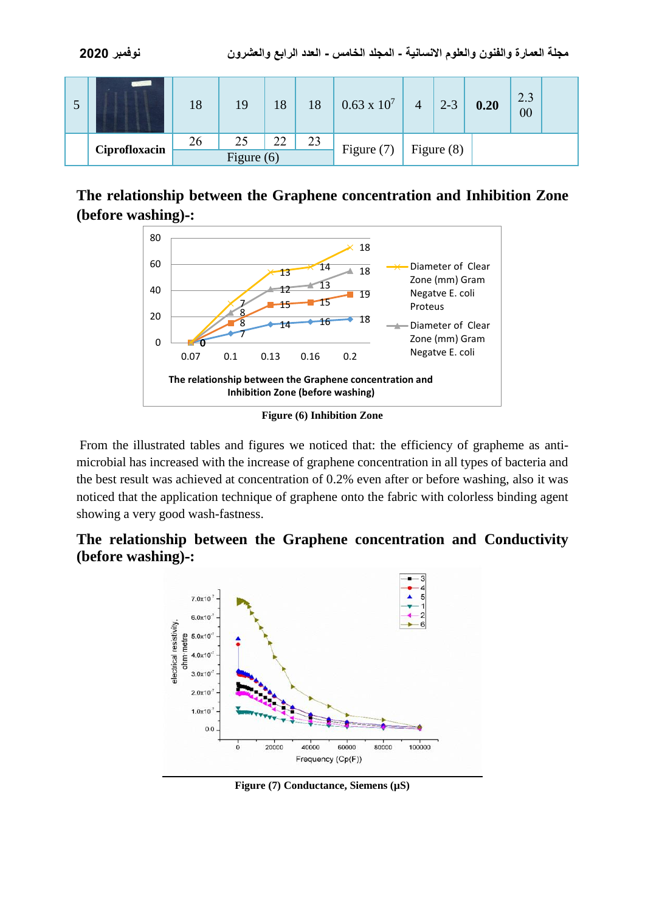| 5 | | 18 | 19 | 18 | 18 | 0.63 x $10^7$ | 4 | 2-3 | **0.20** | 2.3 00 | |
|---|---|---|---|---|---|---|---|---|---|---|---|
| | **Ciprofloxacin** | 26 | 25 | 22 | 23 | Figure (7) | Figure (8) | | | | |
| | | Figure (6) | | | | | | | | | |

## The relationship between the Graphene concentration and Inhibition Zone (before washing)-:

Figure (6) Inhibition Zone

From the illustrated tables and figures we noticed that: the efficiency of grapheme as anti-microbial has increased with the increase of graphene concentration in all types of bacteria and the best result was achieved at concentration of 0.2% even after or before washing, also it was noticed that the application technique of graphene onto the fabric with colorless binding agent showing a very good wash-fastness.

## The relationship between the Graphene concentration and Conductivity (before washing)-:

Figure (7) Conductance, Siemens (μS)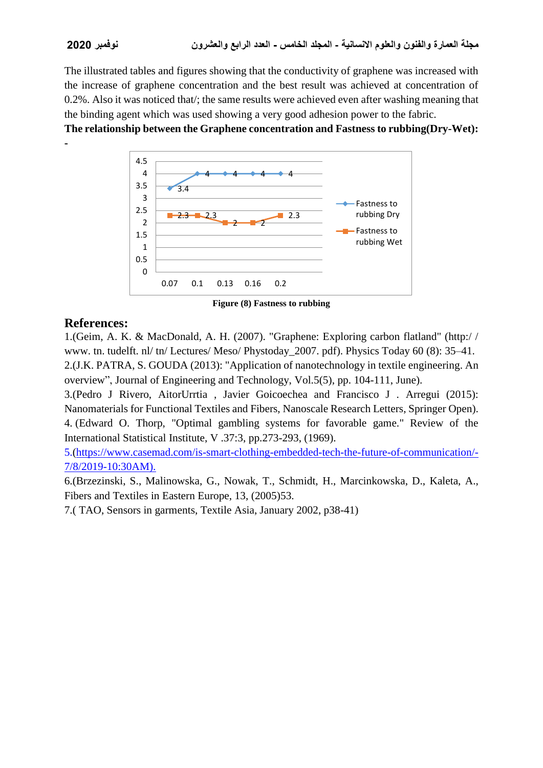The illustrated tables and figures showing that the conductivity of graphene was increased with the increase of graphene concentration and the best result was achieved at concentration of 0.2%. Also it was noticed that/; the same results were achieved even after washing meaning that the binding agent which was used showing a very good adhesion power to the fabric.

**The relationship between the Graphene concentration and Fastness to rubbing(Dry-Wet):-**

4.5
4
3.5
3
2.5
2
1.5
1
0.5
0

3.4
4
4
4
4

2.3
2.3
2
2
2.3

0.07
0.1
0.13
0.16
0.2

Fastness to rubbing Dry
Fastness to rubbing Wet

**Figure (8) Fastness to rubbing**

## References:

1.(Geim, A. K. & MacDonald, A. H. (2007). "Graphene: Exploring carbon flatland" (http:/ / www. tn. tudelft. nl/ tn/ Lectures/ Meso/ Phystoday_2007. pdf). Physics Today 60 (8): 35–41.

2.(J.K. PATRA, S. GOUDA (2013): "Application of nanotechnology in textile engineering. An overview", Journal of Engineering and Technology, Vol.5(5), pp. 104-111, June).

3.(Pedro J Rivero, AitorUrrtia , Javier Goicoechea and Francisco J . Arregui (2015): Nanomaterials for Functional Textiles and Fibers, Nanoscale Research Letters, Springer Open).

4. (Edward O. Thorp, "Optimal gambling systems for favorable game." Review of the International Statistical Institute, V .37:3, pp.273-293, (1969).

5.(https://www.casemad.com/is-smart-clothing-embedded-tech-the-future-of-communication/-7/8/2019-10:30AM).

6.(Brzezinski, S., Malinowska, G., Nowak, T., Schmidt, H., Marcinkowska, D., Kaleta, A., Fibers and Textiles in Eastern Europe, 13, (2005)53.

7.( TAO, Sensors in garments, Textile Asia, January 2002, p38-41)